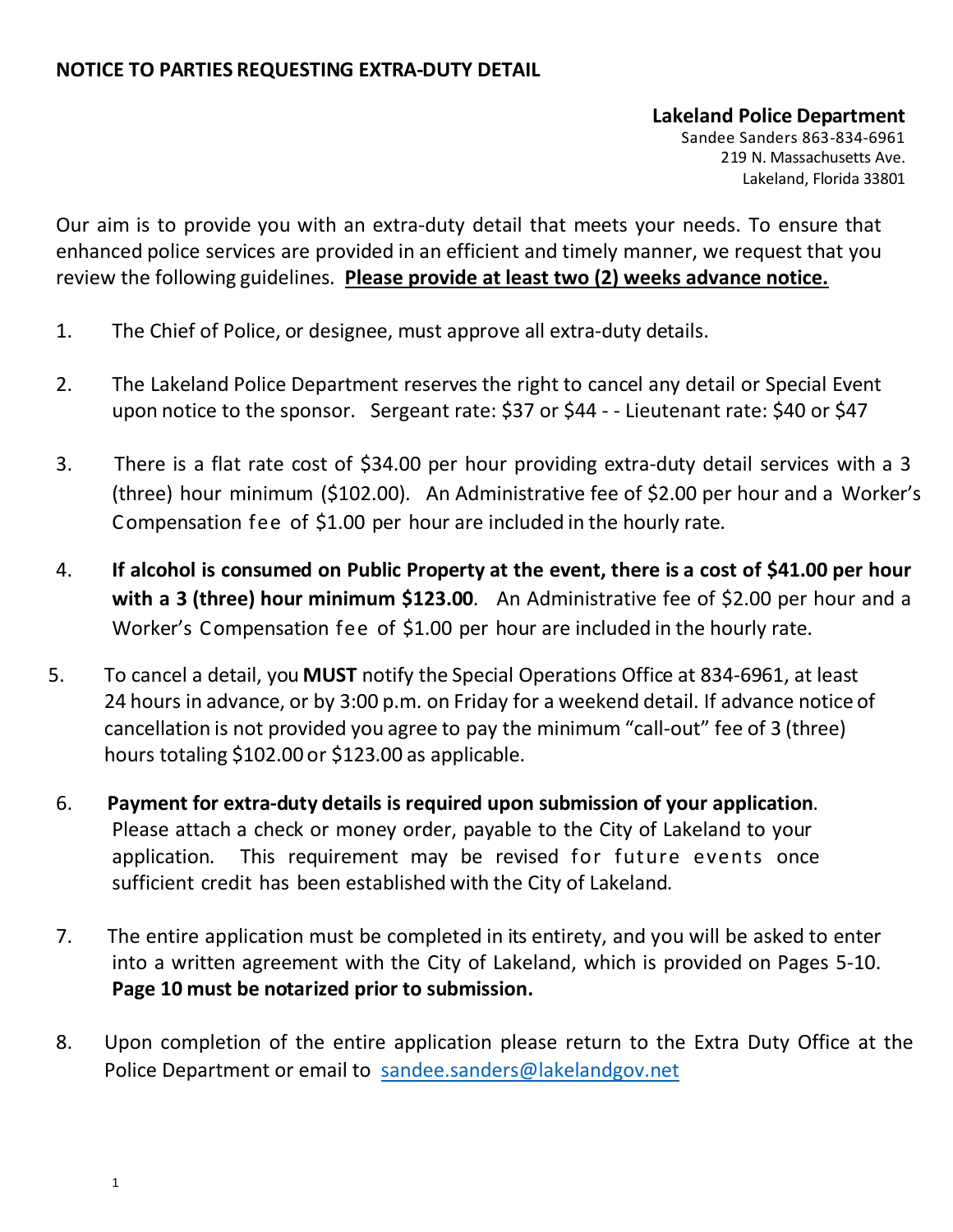## NOTICE TO PARTIES REQUESTING EXTRA-DUTY DETAIL

**Lakeland Police Department**
Sandee Sanders 863-834-6961
219 N. Massachusetts Ave.
Lakeland, Florida 33801

Our aim is to provide you with an extra-duty detail that meets your needs. To ensure that enhanced police services are provided in an efficient and timely manner, we request that you review the following guidelines. **Please provide at least two (2) weeks advance notice.**

1. The Chief of Police, or designee, must approve all extra-duty details.

2. The Lakeland Police Department reserves the right to cancel any detail or Special Event upon notice to the sponsor. Sergeant rate: $37 or $44 - - Lieutenant rate: $40 or $47

3. There is a flat rate cost of $34.00 per hour providing extra-duty detail services with a 3 (three) hour minimum ($102.00). An Administrative fee of $2.00 per hour and a Worker's Compensation fee of $1.00 per hour are included in the hourly rate.

4. **If alcohol is consumed on Public Property at the event, there is a cost of $41.00 per hour with a 3 (three) hour minimum $123.00**. An Administrative fee of $2.00 per hour and a Worker's Compensation fee of $1.00 per hour are included in the hourly rate.

5. To cancel a detail, you **MUST** notify the Special Operations Office at 834-6961, at least 24 hours in advance, or by 3:00 p.m. on Friday for a weekend detail. If advance notice of cancellation is not provided you agree to pay the minimum "call-out" fee of 3 (three) hours totaling $102.00 or $123.00 as applicable.

6. **Payment for extra-duty details is required upon submission of your application**. Please attach a check or money order, payable to the City of Lakeland to your application. This requirement may be revised for future events once sufficient credit has been established with the City of Lakeland.

7. The entire application must be completed in its entirety, and you will be asked to enter into a written agreement with the City of Lakeland, which is provided on Pages 5-10. **Page 10 must be notarized prior to submission.**

8. Upon completion of the entire application please return to the Extra Duty Office at the Police Department or email to sandee.sanders@lakelandgov.net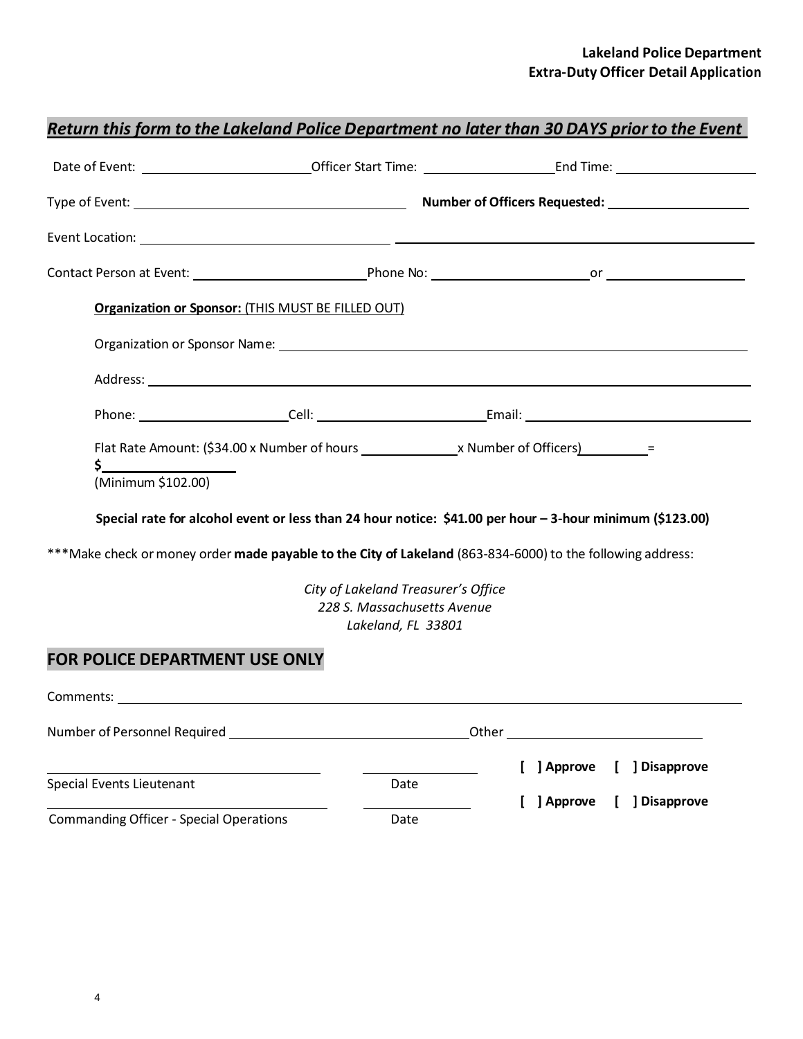**Lakeland Police Department**
**Extra-Duty Officer Detail Application**

***Return this form to the Lakeland Police Department no later than 30 DAYS prior to the Event***

Date of Event: ______________________ Officer Start Time: __________________ End Time: ____________________

Type of Event: ______________________________________ **Number of Officers Requested:** ____________________

Event Location: ____________________________________ ______________________________________________

Contact Person at Event: ________________________ Phone No: ______________________ or ____________________

**Organization or Sponsor:** (THIS MUST BE FILLED OUT)

Organization or Sponsor Name: ______________________________________________________________________

Address: _________________________________________________________________________________

Phone: _____________________ Cell: ________________________ Email: ______________________________

Flat Rate Amount: ($34.00 x Number of hours _____________ x Number of Officers) _________ =
$_________________
(Minimum $102.00)

**Special rate for alcohol event or less than 24 hour notice: $41.00 per hour – 3-hour minimum ($123.00)**

***Make check or money order **made payable to the City of Lakeland** (863-834-6000) to the following address:

*City of Lakeland Treasurer's Office*
*228 S. Massachusetts Avenue*
*Lakeland, FL 33801*

## FOR POLICE DEPARTMENT USE ONLY

Comments: _________________________________________________________________________________

Number of Personnel Required _________________________________ Other ___________________________

_______________________________________ _______________ **[ ] Approve [ ] Disapprove**
Special Events Lieutenant Date

_______________________________________ _______________ **[ ] Approve [ ] Disapprove**
Commanding Officer - Special Operations Date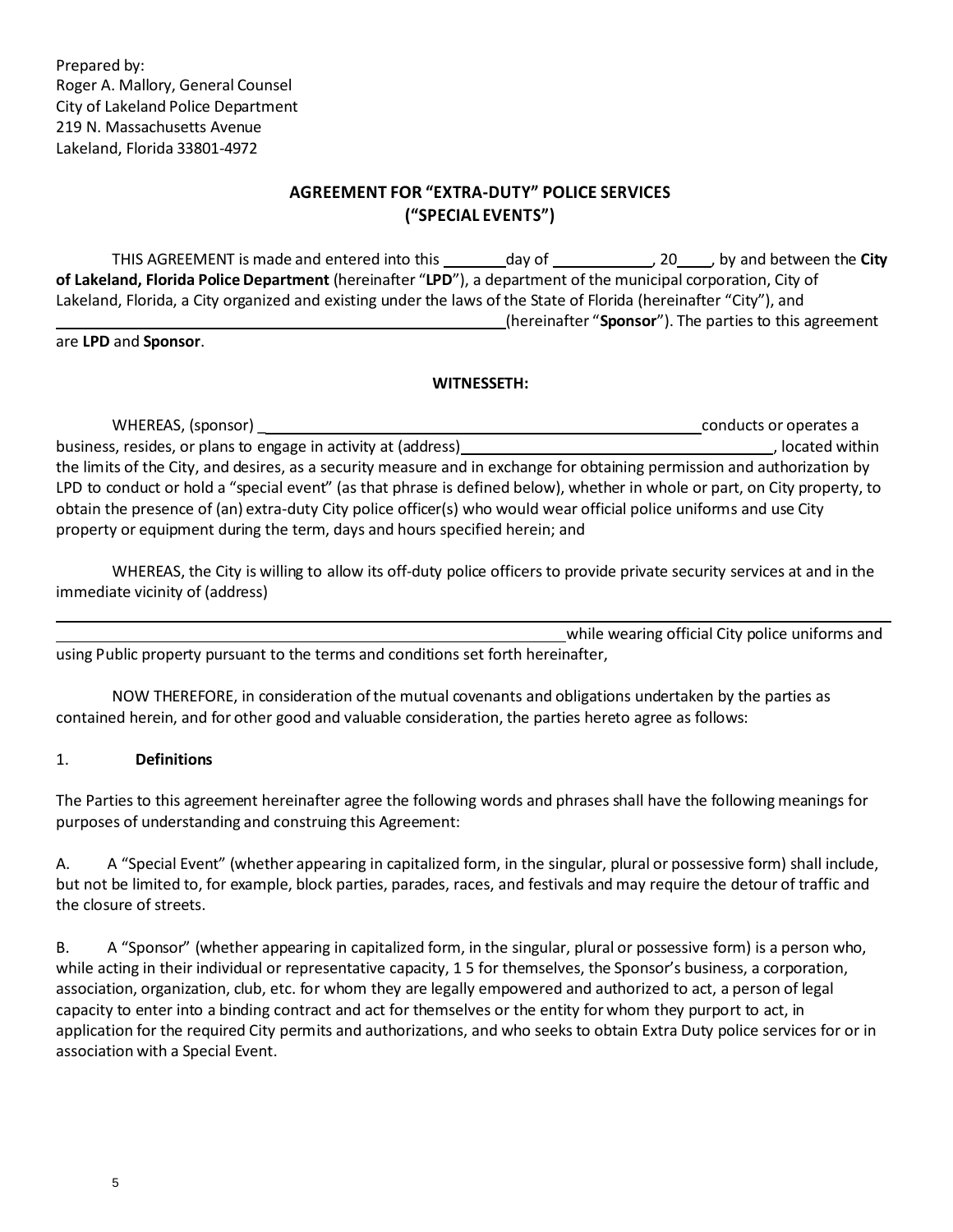Prepared by:
Roger A. Mallory, General Counsel
City of Lakeland Police Department
219 N. Massachusetts Avenue
Lakeland, Florida 33801-4972

## AGREEMENT FOR "EXTRA-DUTY" POLICE SERVICES ("SPECIAL EVENTS")

THIS AGREEMENT is made and entered into this ________day of ____________, 20____, by and between the **City of Lakeland, Florida Police Department** (hereinafter "**LPD**"), a department of the municipal corporation, City of Lakeland, Florida, a City organized and existing under the laws of the State of Florida (hereinafter "City"), and ______________________________________________(hereinafter "**Sponsor**"). The parties to this agreement are **LPD** and **Sponsor**.

**WITNESSETH:**

WHEREAS, (sponsor) ______________________________________________conducts or operates a business, resides, or plans to engage in activity at (address)______________________________________, located within the limits of the City, and desires, as a security measure and in exchange for obtaining permission and authorization by LPD to conduct or hold a "special event" (as that phrase is defined below), whether in whole or part, on City property, to obtain the presence of (an) extra-duty City police officer(s) who would wear official police uniforms and use City property or equipment during the term, days and hours specified herein; and

WHEREAS, the City is willing to allow its off-duty police officers to provide private security services at and in the immediate vicinity of (address)

_____________________________________________________________________________

_____________________________________________________________while wearing official City police uniforms and using Public property pursuant to the terms and conditions set forth hereinafter,

NOW THEREFORE, in consideration of the mutual covenants and obligations undertaken by the parties as contained herein, and for other good and valuable consideration, the parties hereto agree as follows:

1. **Definitions**

The Parties to this agreement hereinafter agree the following words and phrases shall have the following meanings for purposes of understanding and construing this Agreement:

A. A "Special Event" (whether appearing in capitalized form, in the singular, plural or possessive form) shall include, but not be limited to, for example, block parties, parades, races, and festivals and may require the detour of traffic and the closure of streets.

B. A "Sponsor" (whether appearing in capitalized form, in the singular, plural or possessive form) is a person who, while acting in their individual or representative capacity, 1 5 for themselves, the Sponsor's business, a corporation, association, organization, club, etc. for whom they are legally empowered and authorized to act, a person of legal capacity to enter into a binding contract and act for themselves or the entity for whom they purport to act, in application for the required City permits and authorizations, and who seeks to obtain Extra Duty police services for or in association with a Special Event.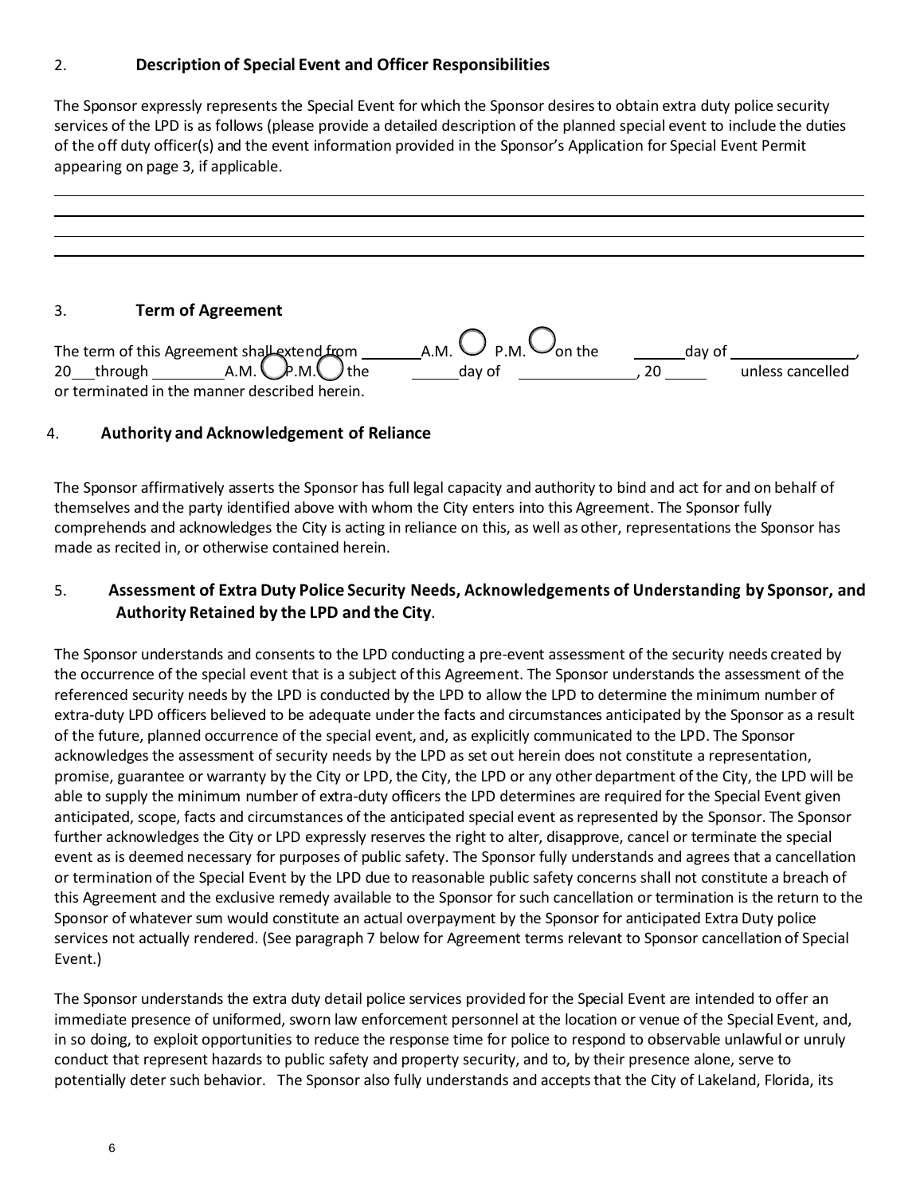## 2. Description of Special Event and Officer Responsibilities

The Sponsor expressly represents the Special Event for which the Sponsor desires to obtain extra duty police security services of the LPD is as follows (please provide a detailed description of the planned special event to include the duties of the off duty officer(s) and the event information provided in the Sponsor's Application for Special Event Permit appearing on page 3, if applicable.

______________________________________________________________________________

______________________________________________________________________________

______________________________________________________________________________

______________________________________________________________________________

## 3. Term of Agreement

The term of this Agreement shall extend from ________A.M. ◯ P.M. ◯ on the ______day of ______________, 20___through _________A.M. ◯ P.M. ◯ the ______day of ______________, 20_____ unless cancelled or terminated in the manner described herein.

## 4. Authority and Acknowledgement of Reliance

The Sponsor affirmatively asserts the Sponsor has full legal capacity and authority to bind and act for and on behalf of themselves and the party identified above with whom the City enters into this Agreement. The Sponsor fully comprehends and acknowledges the City is acting in reliance on this, as well as other, representations the Sponsor has made as recited in, or otherwise contained herein.

## 5. Assessment of Extra Duty Police Security Needs, Acknowledgements of Understanding by Sponsor, and Authority Retained by the LPD and the City.

The Sponsor understands and consents to the LPD conducting a pre-event assessment of the security needs created by the occurrence of the special event that is a subject of this Agreement. The Sponsor understands the assessment of the referenced security needs by the LPD is conducted by the LPD to allow the LPD to determine the minimum number of extra-duty LPD officers believed to be adequate under the facts and circumstances anticipated by the Sponsor as a result of the future, planned occurrence of the special event, and, as explicitly communicated to the LPD. The Sponsor acknowledges the assessment of security needs by the LPD as set out herein does not constitute a representation, promise, guarantee or warranty by the City or LPD, the City, the LPD or any other department of the City, the LPD will be able to supply the minimum number of extra-duty officers the LPD determines are required for the Special Event given anticipated, scope, facts and circumstances of the anticipated special event as represented by the Sponsor. The Sponsor further acknowledges the City or LPD expressly reserves the right to alter, disapprove, cancel or terminate the special event as is deemed necessary for purposes of public safety. The Sponsor fully understands and agrees that a cancellation or termination of the Special Event by the LPD due to reasonable public safety concerns shall not constitute a breach of this Agreement and the exclusive remedy available to the Sponsor for such cancellation or termination is the return to the Sponsor of whatever sum would constitute an actual overpayment by the Sponsor for anticipated Extra Duty police services not actually rendered. (See paragraph 7 below for Agreement terms relevant to Sponsor cancellation of Special Event.)

The Sponsor understands the extra duty detail police services provided for the Special Event are intended to offer an immediate presence of uniformed, sworn law enforcement personnel at the location or venue of the Special Event, and, in so doing, to exploit opportunities to reduce the response time for police to respond to observable unlawful or unruly conduct that represent hazards to public safety and property security, and to, by their presence alone, serve to potentially deter such behavior. The Sponsor also fully understands and accepts that the City of Lakeland, Florida, its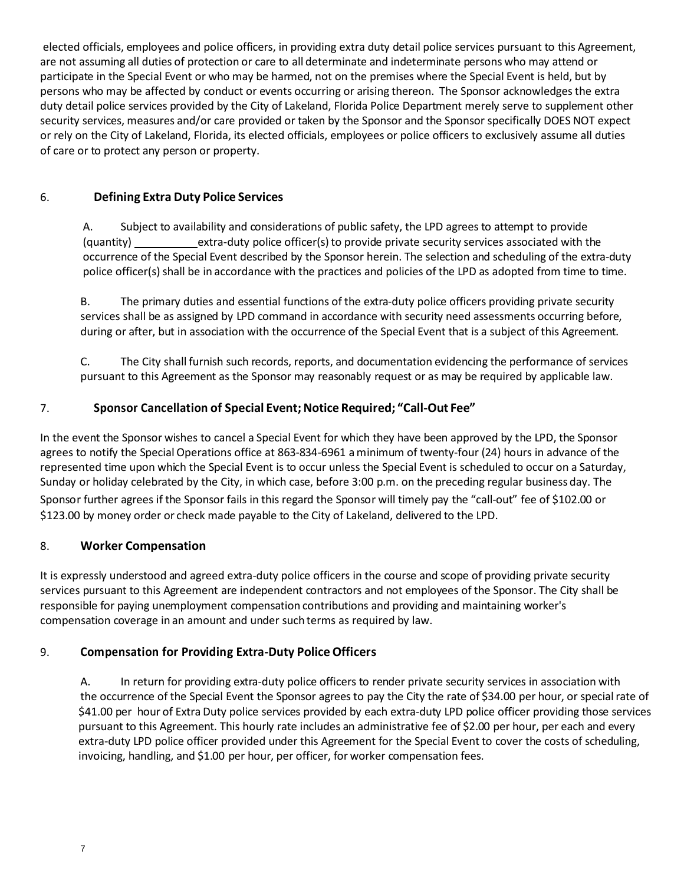elected officials, employees and police officers, in providing extra duty detail police services pursuant to this Agreement, are not assuming all duties of protection or care to all determinate and indeterminate persons who may attend or participate in the Special Event or who may be harmed, not on the premises where the Special Event is held, but by persons who may be affected by conduct or events occurring or arising thereon. The Sponsor acknowledges the extra duty detail police services provided by the City of Lakeland, Florida Police Department merely serve to supplement other security services, measures and/or care provided or taken by the Sponsor and the Sponsor specifically DOES NOT expect or rely on the City of Lakeland, Florida, its elected officials, employees or police officers to exclusively assume all duties of care or to protect any person or property.

## 6. Defining Extra Duty Police Services

A. Subject to availability and considerations of public safety, the LPD agrees to attempt to provide (quantity) __________ extra-duty police officer(s) to provide private security services associated with the occurrence of the Special Event described by the Sponsor herein. The selection and scheduling of the extra-duty police officer(s) shall be in accordance with the practices and policies of the LPD as adopted from time to time.

B. The primary duties and essential functions of the extra-duty police officers providing private security services shall be as assigned by LPD command in accordance with security need assessments occurring before, during or after, but in association with the occurrence of the Special Event that is a subject of this Agreement.

C. The City shall furnish such records, reports, and documentation evidencing the performance of services pursuant to this Agreement as the Sponsor may reasonably request or as may be required by applicable law.

## 7. Sponsor Cancellation of Special Event; Notice Required; "Call-Out Fee"

In the event the Sponsor wishes to cancel a Special Event for which they have been approved by the LPD, the Sponsor agrees to notify the Special Operations office at 863-834-6961 a minimum of twenty-four (24) hours in advance of the represented time upon which the Special Event is to occur unless the Special Event is scheduled to occur on a Saturday, Sunday or holiday celebrated by the City, in which case, before 3:00 p.m. on the preceding regular business day. The Sponsor further agrees if the Sponsor fails in this regard the Sponsor will timely pay the "call-out" fee of $102.00 or $123.00 by money order or check made payable to the City of Lakeland, delivered to the LPD.

## 8. Worker Compensation

It is expressly understood and agreed extra-duty police officers in the course and scope of providing private security services pursuant to this Agreement are independent contractors and not employees of the Sponsor. The City shall be responsible for paying unemployment compensation contributions and providing and maintaining worker's compensation coverage in an amount and under such terms as required by law.

## 9. Compensation for Providing Extra-Duty Police Officers

A. In return for providing extra-duty police officers to render private security services in association with the occurrence of the Special Event the Sponsor agrees to pay the City the rate of $34.00 per hour, or special rate of $41.00 per hour of Extra Duty police services provided by each extra-duty LPD police officer providing those services pursuant to this Agreement. This hourly rate includes an administrative fee of $2.00 per hour, per each and every extra-duty LPD police officer provided under this Agreement for the Special Event to cover the costs of scheduling, invoicing, handling, and $1.00 per hour, per officer, for worker compensation fees.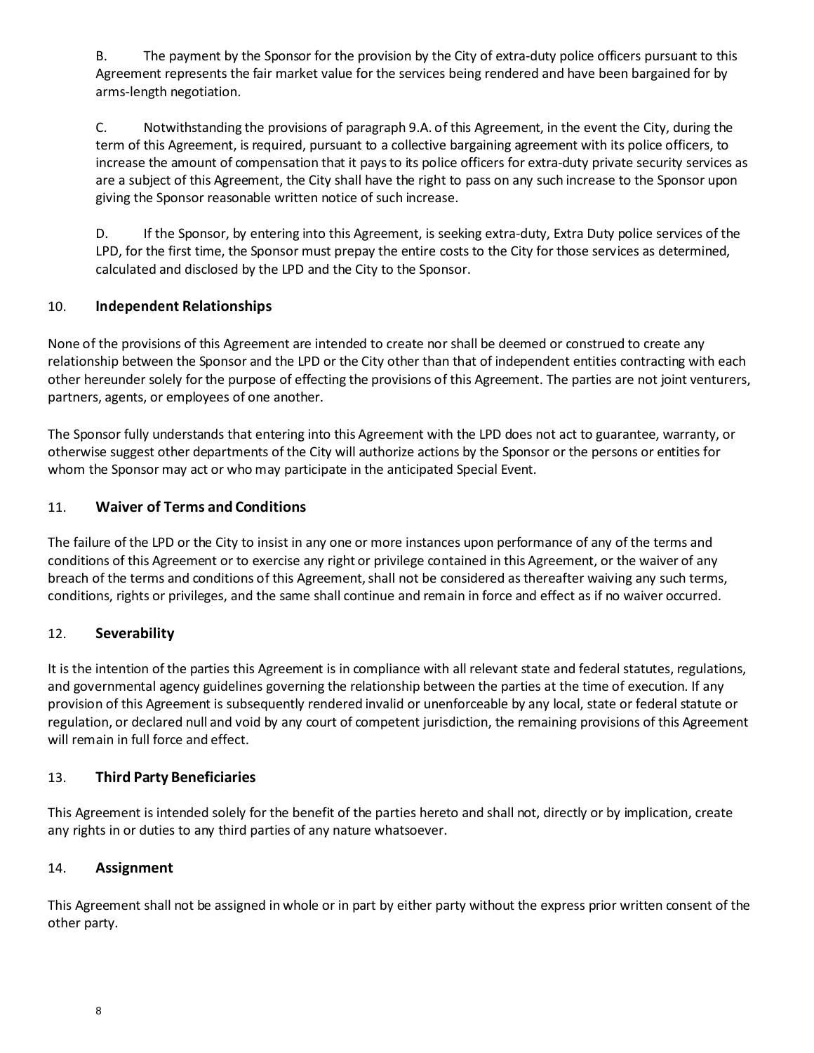B. The payment by the Sponsor for the provision by the City of extra-duty police officers pursuant to this Agreement represents the fair market value for the services being rendered and have been bargained for by arms-length negotiation.

C. Notwithstanding the provisions of paragraph 9.A. of this Agreement, in the event the City, during the term of this Agreement, is required, pursuant to a collective bargaining agreement with its police officers, to increase the amount of compensation that it pays to its police officers for extra-duty private security services as are a subject of this Agreement, the City shall have the right to pass on any such increase to the Sponsor upon giving the Sponsor reasonable written notice of such increase.

D. If the Sponsor, by entering into this Agreement, is seeking extra-duty, Extra Duty police services of the LPD, for the first time, the Sponsor must prepay the entire costs to the City for those services as determined, calculated and disclosed by the LPD and the City to the Sponsor.

## 10. **Independent Relationships**

None of the provisions of this Agreement are intended to create nor shall be deemed or construed to create any relationship between the Sponsor and the LPD or the City other than that of independent entities contracting with each other hereunder solely for the purpose of effecting the provisions of this Agreement. The parties are not joint venturers, partners, agents, or employees of one another.

The Sponsor fully understands that entering into this Agreement with the LPD does not act to guarantee, warranty, or otherwise suggest other departments of the City will authorize actions by the Sponsor or the persons or entities for whom the Sponsor may act or who may participate in the anticipated Special Event.

## 11. **Waiver of Terms and Conditions**

The failure of the LPD or the City to insist in any one or more instances upon performance of any of the terms and conditions of this Agreement or to exercise any right or privilege contained in this Agreement, or the waiver of any breach of the terms and conditions of this Agreement, shall not be considered as thereafter waiving any such terms, conditions, rights or privileges, and the same shall continue and remain in force and effect as if no waiver occurred.

## 12. **Severability**

It is the intention of the parties this Agreement is in compliance with all relevant state and federal statutes, regulations, and governmental agency guidelines governing the relationship between the parties at the time of execution. If any provision of this Agreement is subsequently rendered invalid or unenforceable by any local, state or federal statute or regulation, or declared null and void by any court of competent jurisdiction, the remaining provisions of this Agreement will remain in full force and effect.

## 13. **Third Party Beneficiaries**

This Agreement is intended solely for the benefit of the parties hereto and shall not, directly or by implication, create any rights in or duties to any third parties of any nature whatsoever.

## 14. **Assignment**

This Agreement shall not be assigned in whole or in part by either party without the express prior written consent of the other party.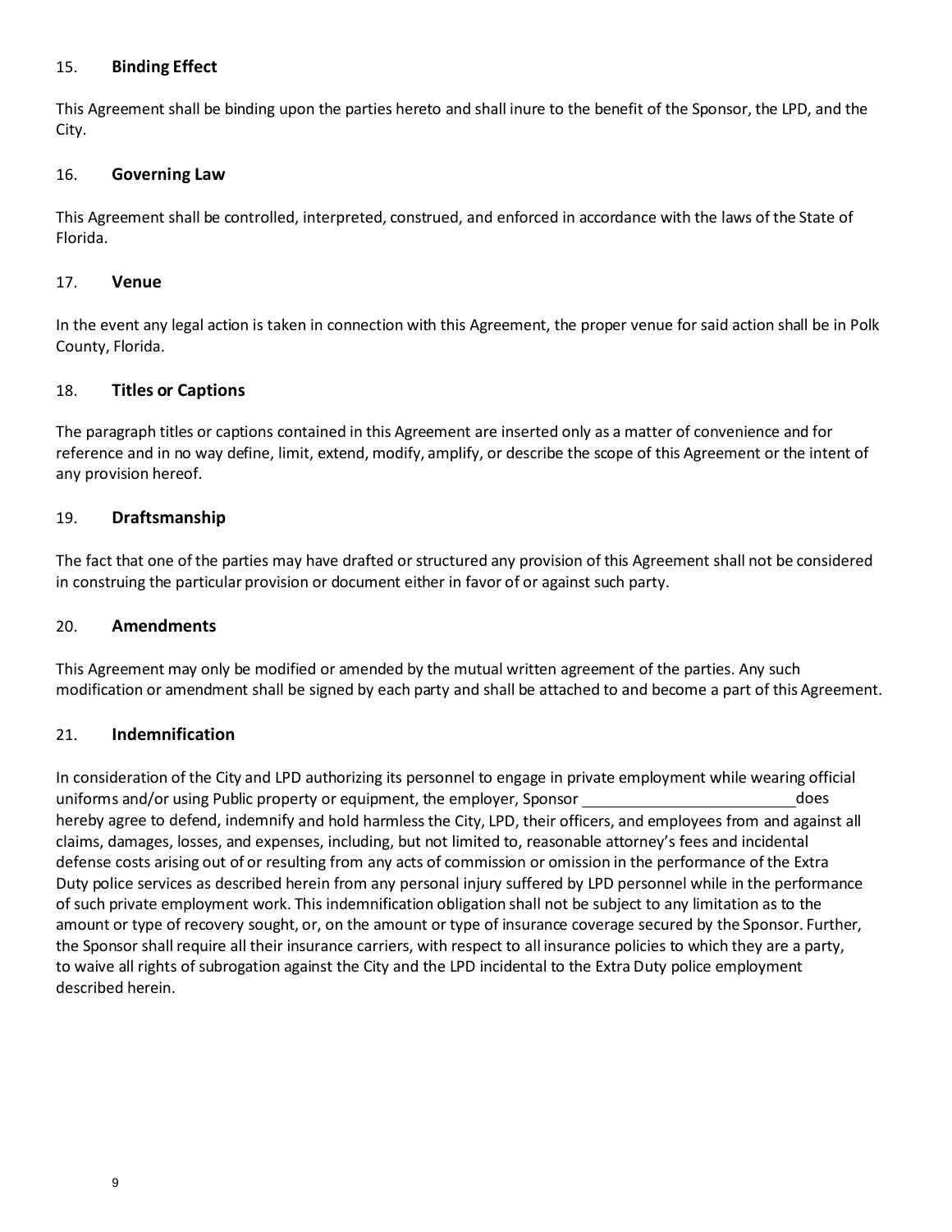## 15. **Binding Effect**

This Agreement shall be binding upon the parties hereto and shall inure to the benefit of the Sponsor, the LPD, and the City.

## 16. **Governing Law**

This Agreement shall be controlled, interpreted, construed, and enforced in accordance with the laws of the State of Florida.

## 17. **Venue**

In the event any legal action is taken in connection with this Agreement, the proper venue for said action shall be in Polk County, Florida.

## 18. **Titles or Captions**

The paragraph titles or captions contained in this Agreement are inserted only as a matter of convenience and for reference and in no way define, limit, extend, modify, amplify, or describe the scope of this Agreement or the intent of any provision hereof.

## 19. **Draftsmanship**

The fact that one of the parties may have drafted or structured any provision of this Agreement shall not be considered in construing the particular provision or document either in favor of or against such party.

## 20. **Amendments**

This Agreement may only be modified or amended by the mutual written agreement of the parties. Any such modification or amendment shall be signed by each party and shall be attached to and become a part of this Agreement.

## 21. **Indemnification**

In consideration of the City and LPD authorizing its personnel to engage in private employment while wearing official uniforms and/or using Public property or equipment, the employer, Sponsor \_\_\_\_\_\_\_\_\_\_\_\_\_\_\_\_\_\_\_\_\_\_\_\_\_\_ does hereby agree to defend, indemnify and hold harmless the City, LPD, their officers, and employees from and against all claims, damages, losses, and expenses, including, but not limited to, reasonable attorney's fees and incidental defense costs arising out of or resulting from any acts of commission or omission in the performance of the Extra Duty police services as described herein from any personal injury suffered by LPD personnel while in the performance of such private employment work. This indemnification obligation shall not be subject to any limitation as to the amount or type of recovery sought, or, on the amount or type of insurance coverage secured by the Sponsor. Further, the Sponsor shall require all their insurance carriers, with respect to all insurance policies to which they are a party, to waive all rights of subrogation against the City and the LPD incidental to the Extra Duty police employment described herein.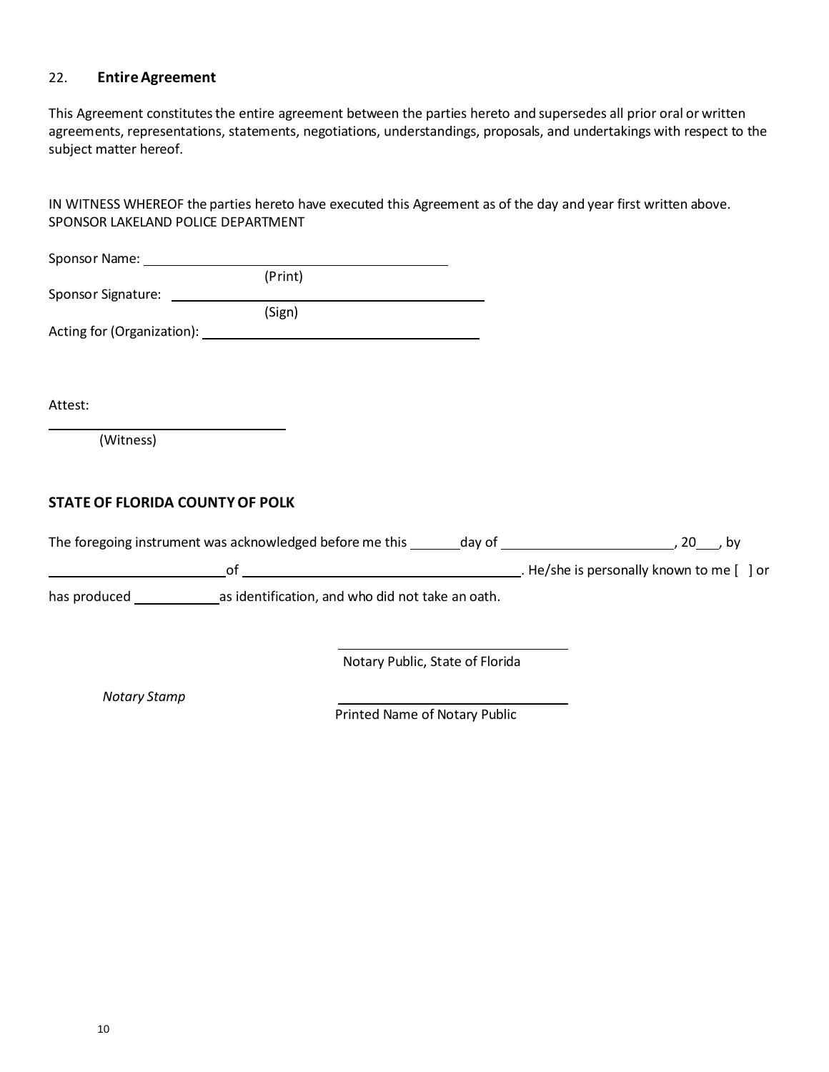## 22. **Entire Agreement**

This Agreement constitutes the entire agreement between the parties hereto and supersedes all prior oral or written agreements, representations, statements, negotiations, understandings, proposals, and undertakings with respect to the subject matter hereof.

IN WITNESS WHEREOF the parties hereto have executed this Agreement as of the day and year first written above.
SPONSOR LAKELAND POLICE DEPARTMENT

Sponsor Name: ______________________________________
(Print)

Sponsor Signature: ______________________________________
(Sign)

Acting for (Organization): ______________________________________

Attest:

______________________________
(Witness)

**STATE OF FLORIDA COUNTY OF POLK**

The foregoing instrument was acknowledged before me this ______ day of ____________________, 20___, by ____________________ of ______________________________. He/she is personally known to me [ ] or has produced __________ as identification, and who did not take an oath.

______________________________
Notary Public, State of Florida

*Notary Stamp*

______________________________
Printed Name of Notary Public